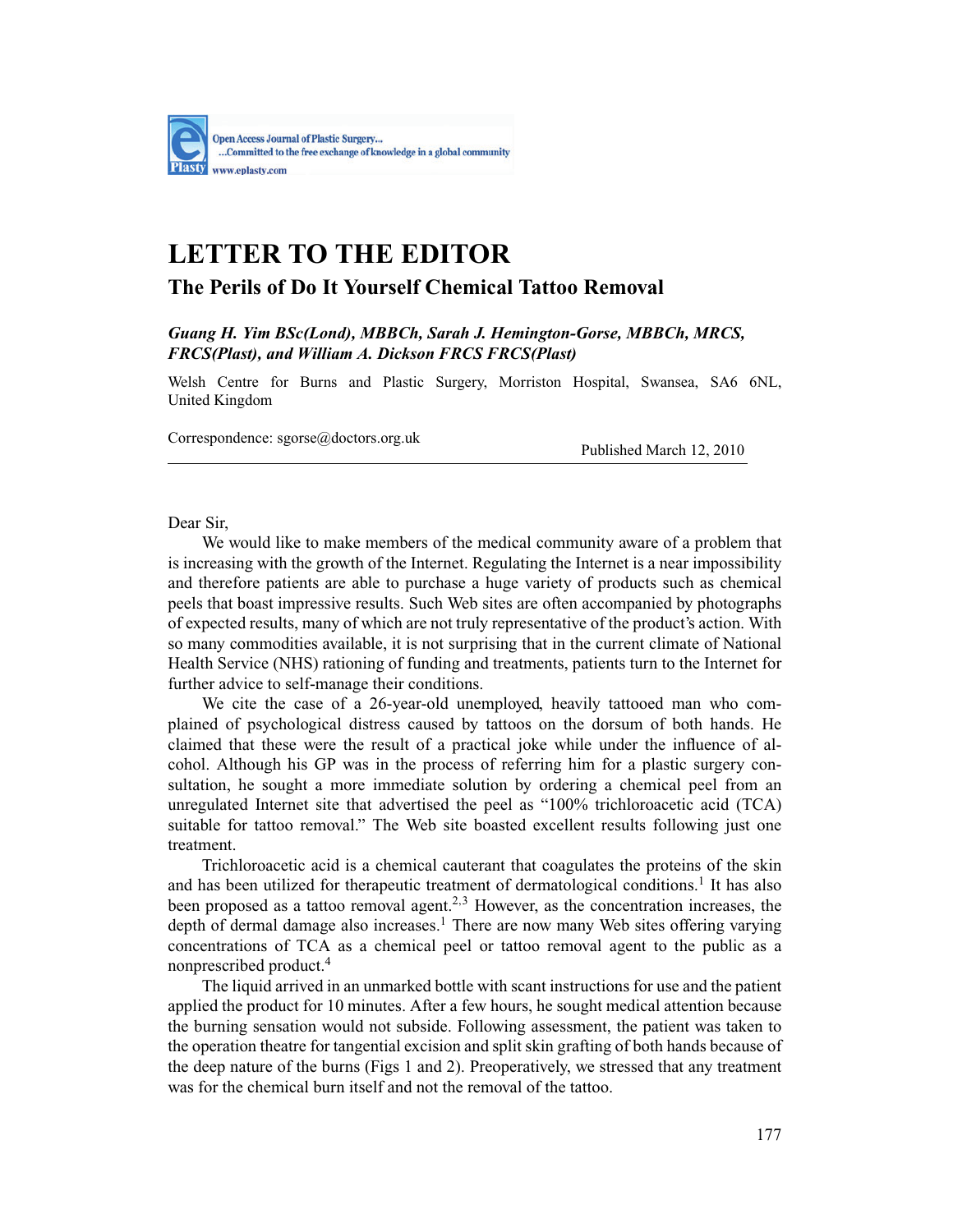Open Access Journal of Plastic Surgery...
...Committed to the free exchange of knowledge in a global community
www.eplasty.com

# LETTER TO THE EDITOR

## The Perils of Do It Yourself Chemical Tattoo Removal

***Guang H. Yim BSc(Lond), MBBCh, Sarah J. Hemington-Gorse, MBBCh, MRCS, FRCS(Plast), and William A. Dickson FRCS FRCS(Plast)***

Welsh Centre for Burns and Plastic Surgery, Morriston Hospital, Swansea, SA6 6NL, United Kingdom

Correspondence: sgorse@doctors.org.uk

Published March 12, 2010

---

Dear Sir,

We would like to make members of the medical community aware of a problem that is increasing with the growth of the Internet. Regulating the Internet is a near impossibility and therefore patients are able to purchase a huge variety of products such as chemical peels that boast impressive results. Such Web sites are often accompanied by photographs of expected results, many of which are not truly representative of the product's action. With so many commodities available, it is not surprising that in the current climate of National Health Service (NHS) rationing of funding and treatments, patients turn to the Internet for further advice to self-manage their conditions.

We cite the case of a 26-year-old unemployed, heavily tattooed man who complained of psychological distress caused by tattoos on the dorsum of both hands. He claimed that these were the result of a practical joke while under the influence of alcohol. Although his GP was in the process of referring him for a plastic surgery consultation, he sought a more immediate solution by ordering a chemical peel from an unregulated Internet site that advertised the peel as "100% trichloroacetic acid (TCA) suitable for tattoo removal." The Web site boasted excellent results following just one treatment.

Trichloroacetic acid is a chemical cauterant that coagulates the proteins of the skin and has been utilized for therapeutic treatment of dermatological conditions.[1] It has also been proposed as a tattoo removal agent.[2,3] However, as the concentration increases, the depth of dermal damage also increases.[1] There are now many Web sites offering varying concentrations of TCA as a chemical peel or tattoo removal agent to the public as a nonprescribed product.[4]

The liquid arrived in an unmarked bottle with scant instructions for use and the patient applied the product for 10 minutes. After a few hours, he sought medical attention because the burning sensation would not subside. Following assessment, the patient was taken to the operation theatre for tangential excision and split skin grafting of both hands because of the deep nature of the burns (Figs 1 and 2). Preoperatively, we stressed that any treatment was for the chemical burn itself and not the removal of the tattoo.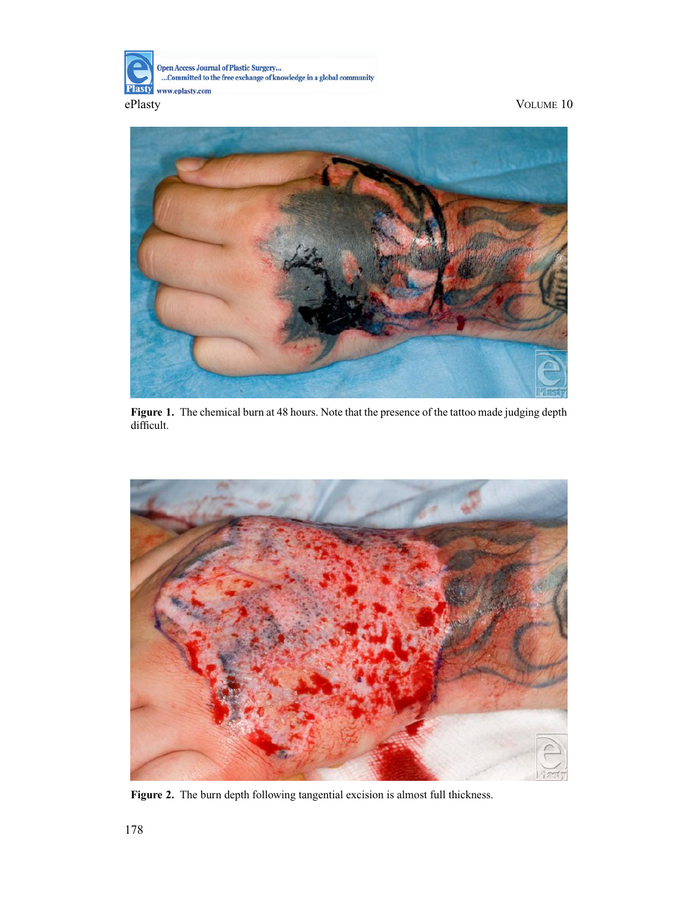**Figure 1.** The chemical burn at 48 hours. Note that the presence of the tattoo made judging depth difficult.

**Figure 2.** The burn depth following tangential excision is almost full thickness.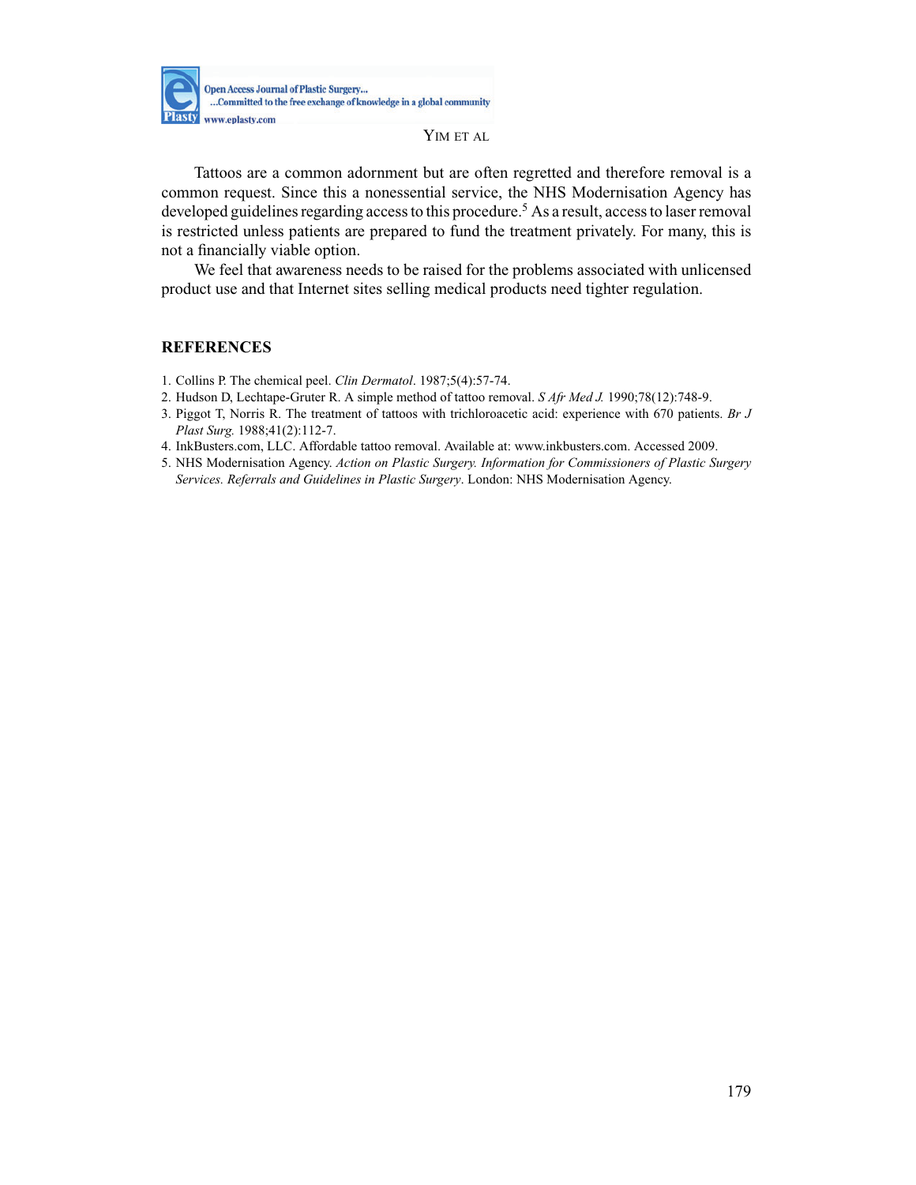Tattoos are a common adornment but are often regretted and therefore removal is a common request. Since this a nonessential service, the NHS Modernisation Agency has developed guidelines regarding access to this procedure.[5] As a result, access to laser removal is restricted unless patients are prepared to fund the treatment privately. For many, this is not a financially viable option.

We feel that awareness needs to be raised for the problems associated with unlicensed product use and that Internet sites selling medical products need tighter regulation.

## REFERENCES

1. Collins P. The chemical peel. *Clin Dermatol*. 1987;5(4):57-74.
2. Hudson D, Lechtape-Gruter R. A simple method of tattoo removal. *S Afr Med J.* 1990;78(12):748-9.
3. Piggot T, Norris R. The treatment of tattoos with trichloroacetic acid: experience with 670 patients. *Br J Plast Surg.* 1988;41(2):112-7.
4. InkBusters.com, LLC. Affordable tattoo removal. Available at: www.inkbusters.com. Accessed 2009.
5. NHS Modernisation Agency. *Action on Plastic Surgery. Information for Commissioners of Plastic Surgery Services. Referrals and Guidelines in Plastic Surgery*. London: NHS Modernisation Agency.